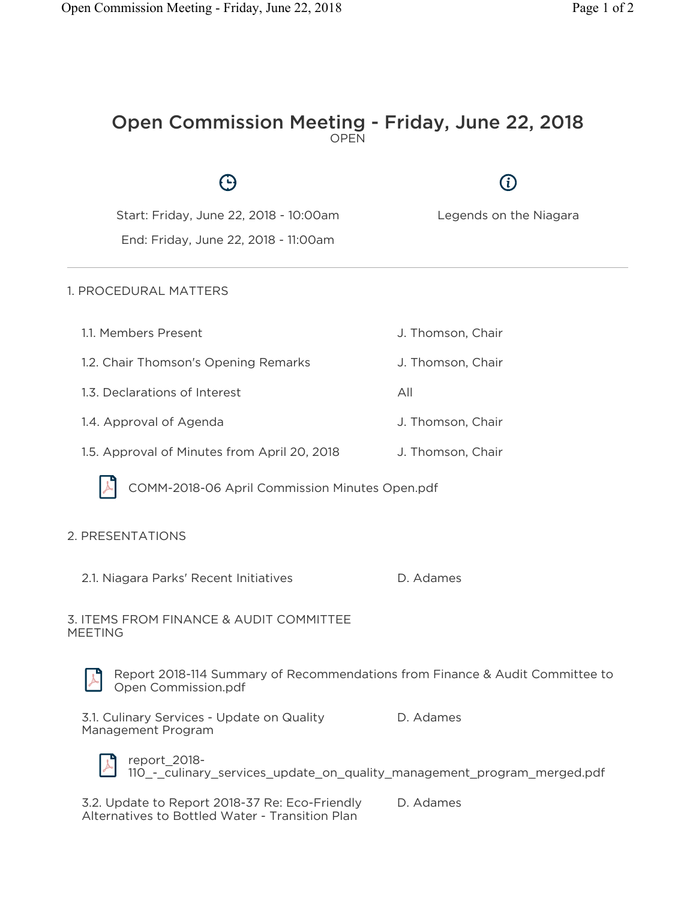# Open Commission Meeting - Friday, June 22, 2018

OPEN

Start: Friday, June 22, 2018 - 10:00am

End: Friday, June 22, 2018 - 11:00am

Legends on the Niagara

---

## 1. PROCEDURAL MATTERS

| Item | Presenter |
|---|---|
| 1.1. Members Present | J. Thomson, Chair |
| 1.2. Chair Thomson's Opening Remarks | J. Thomson, Chair |
| 1.3. Declarations of Interest | All |
| 1.4. Approval of Agenda | J. Thomson, Chair |
| 1.5. Approval of Minutes from April 20, 2018 | J. Thomson, Chair |

COMM-2018-06 April Commission Minutes Open.pdf

## 2. PRESENTATIONS

| Item | Presenter |
|---|---|
| 2.1. Niagara Parks' Recent Initiatives | D. Adames |

## 3. ITEMS FROM FINANCE & AUDIT COMMITTEE MEETING

Report 2018-114 Summary of Recommendations from Finance & Audit Committee to Open Commission.pdf

| Item | Presenter |
|---|---|
| 3.1. Culinary Services - Update on Quality Management Program | D. Adames |

report_2018-110_-_culinary_services_update_on_quality_management_program_merged.pdf

| Item | Presenter |
|---|---|
| 3.2. Update to Report 2018-37 Re: Eco-Friendly Alternatives to Bottled Water - Transition Plan | D. Adames |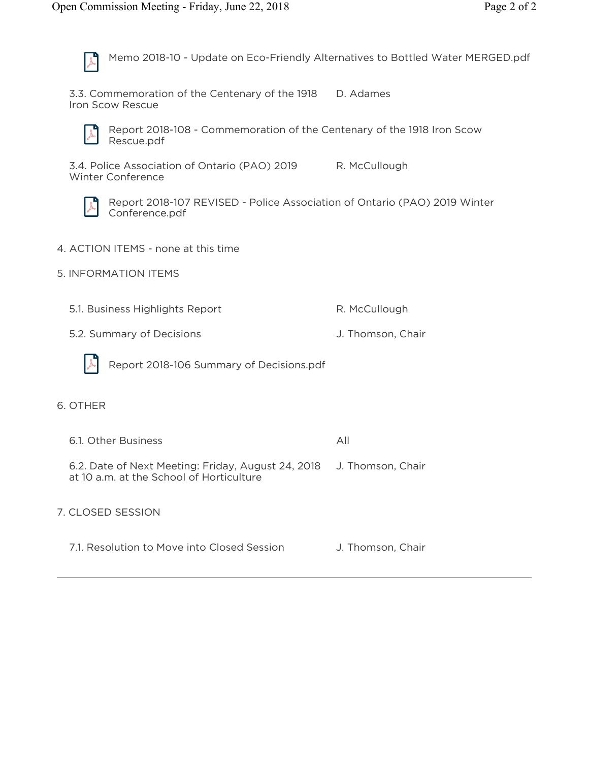Memo 2018-10 - Update on Eco-Friendly Alternatives to Bottled Water MERGED.pdf

3.3. Commemoration of the Centenary of the 1918 Iron Scow Rescue — D. Adames

Report 2018-108 - Commemoration of the Centenary of the 1918 Iron Scow Rescue.pdf

3.4. Police Association of Ontario (PAO) 2019 Winter Conference — R. McCullough

Report 2018-107 REVISED - Police Association of Ontario (PAO) 2019 Winter Conference.pdf

4. ACTION ITEMS - none at this time

5. INFORMATION ITEMS

5.1. Business Highlights Report — R. McCullough

5.2. Summary of Decisions — J. Thomson, Chair

Report 2018-106 Summary of Decisions.pdf

6. OTHER

6.1. Other Business — All

6.2. Date of Next Meeting: Friday, August 24, 2018 at 10 a.m. at the School of Horticulture — J. Thomson, Chair

7. CLOSED SESSION

7.1. Resolution to Move into Closed Session — J. Thomson, Chair